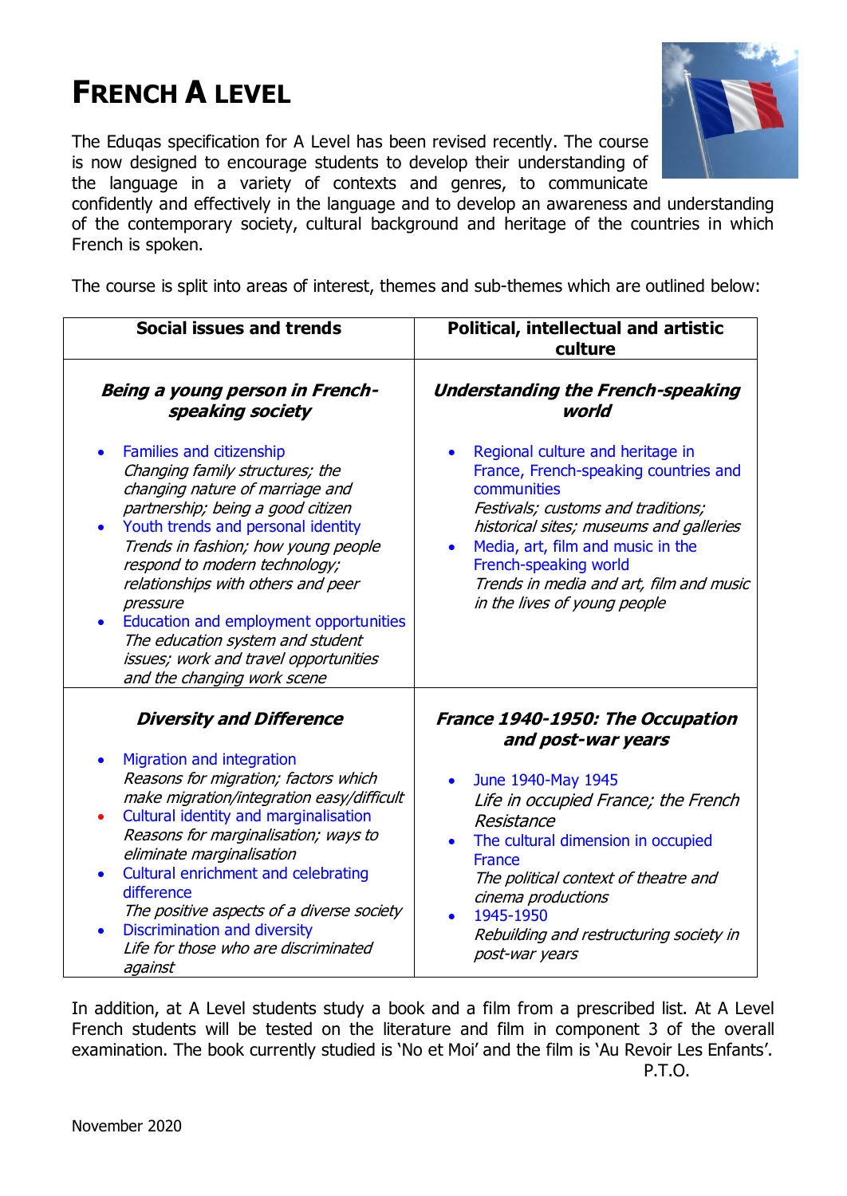# FRENCH A LEVEL

The Eduqas specification for A Level has been revised recently. The course is now designed to encourage students to develop their understanding of the language in a variety of contexts and genres, to communicate confidently and effectively in the language and to develop an awareness and understanding of the contemporary society, cultural background and heritage of the countries in which French is spoken.

The course is split into areas of interest, themes and sub-themes which are outlined below:

| **Social issues and trends** | **Political, intellectual and artistic culture** |
|---|---|
| ***Being a young person in French-speaking society***<br><br>• Families and citizenship<br>*Changing family structures; the changing nature of marriage and partnership; being a good citizen*<br>• Youth trends and personal identity<br>*Trends in fashion; how young people respond to modern technology; relationships with others and peer pressure*<br>• Education and employment opportunities<br>*The education system and student issues; work and travel opportunities and the changing work scene* | ***Understanding the French-speaking world***<br><br>• Regional culture and heritage in France, French-speaking countries and communities<br>*Festivals; customs and traditions; historical sites; museums and galleries*<br>• Media, art, film and music in the French-speaking world<br>*Trends in media and art, film and music in the lives of young people* |
| ***Diversity and Difference***<br><br>• Migration and integration<br>*Reasons for migration; factors which make migration/integration easy/difficult*<br>• Cultural identity and marginalisation<br>*Reasons for marginalisation; ways to eliminate marginalisation*<br>• Cultural enrichment and celebrating difference<br>*The positive aspects of a diverse society*<br>• Discrimination and diversity<br>*Life for those who are discriminated against* | ***France 1940-1950: The Occupation and post-war years***<br><br>• June 1940-May 1945<br>*Life in occupied France; the French Resistance*<br>• The cultural dimension in occupied France<br>*The political context of theatre and cinema productions*<br>• 1945-1950<br>*Rebuilding and restructuring society in post-war years* |

In addition, at A Level students study a book and a film from a prescribed list. At A Level French students will be tested on the literature and film in component 3 of the overall examination. The book currently studied is 'No et Moi' and the film is 'Au Revoir Les Enfants'.

P.T.O.

November 2020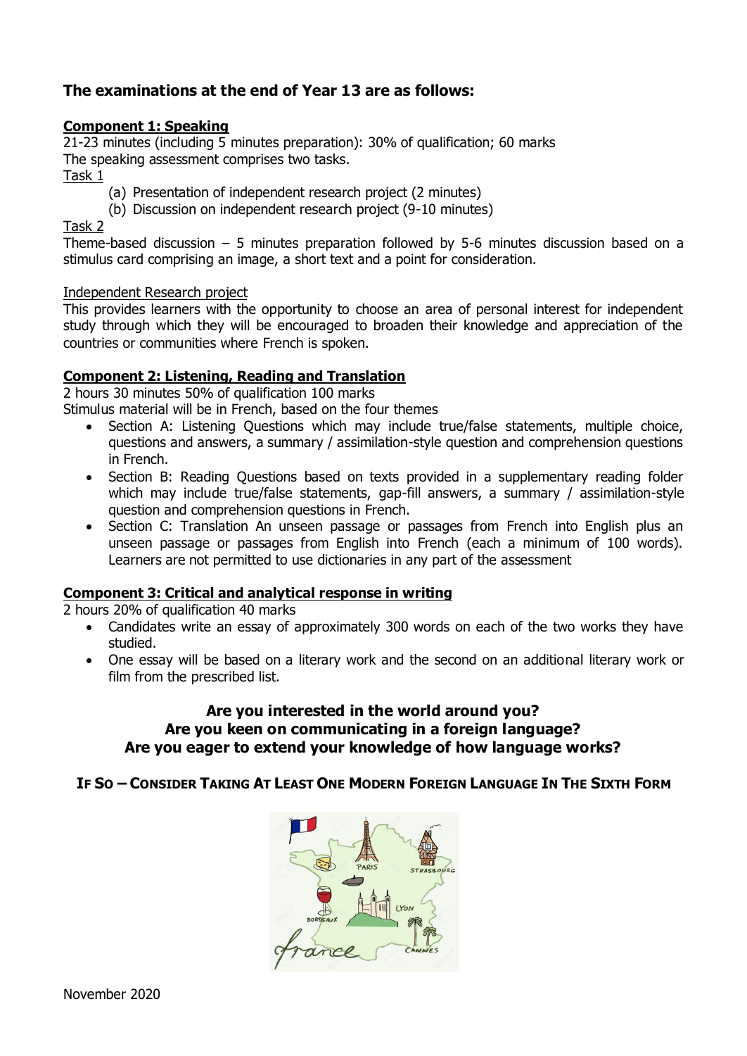## The examinations at the end of Year 13 are as follows:

### Component 1: Speaking

21-23 minutes (including 5 minutes preparation): 30% of qualification; 60 marks

The speaking assessment comprises two tasks.

Task 1

(a) Presentation of independent research project (2 minutes)

(b) Discussion on independent research project (9-10 minutes)

Task 2

Theme-based discussion – 5 minutes preparation followed by 5-6 minutes discussion based on a stimulus card comprising an image, a short text and a point for consideration.

Independent Research project

This provides learners with the opportunity to choose an area of personal interest for independent study through which they will be encouraged to broaden their knowledge and appreciation of the countries or communities where French is spoken.

### Component 2: Listening, Reading and Translation

2 hours 30 minutes 50% of qualification 100 marks

Stimulus material will be in French, based on the four themes

- Section A: Listening Questions which may include true/false statements, multiple choice, questions and answers, a summary / assimilation-style question and comprehension questions in French.
- Section B: Reading Questions based on texts provided in a supplementary reading folder which may include true/false statements, gap-fill answers, a summary / assimilation-style question and comprehension questions in French.
- Section C: Translation An unseen passage or passages from French into English plus an unseen passage or passages from English into French (each a minimum of 100 words). Learners are not permitted to use dictionaries in any part of the assessment

### Component 3: Critical and analytical response in writing

2 hours 20% of qualification 40 marks

- Candidates write an essay of approximately 300 words on each of the two works they have studied.
- One essay will be based on a literary work and the second on an additional literary work or film from the prescribed list.

**Are you interested in the world around you?**
**Are you keen on communicating in a foreign language?**
**Are you eager to extend your knowledge of how language works?**

**IF SO – CONSIDER TAKING AT LEAST ONE MODERN FOREIGN LANGUAGE IN THE SIXTH FORM**

November 2020